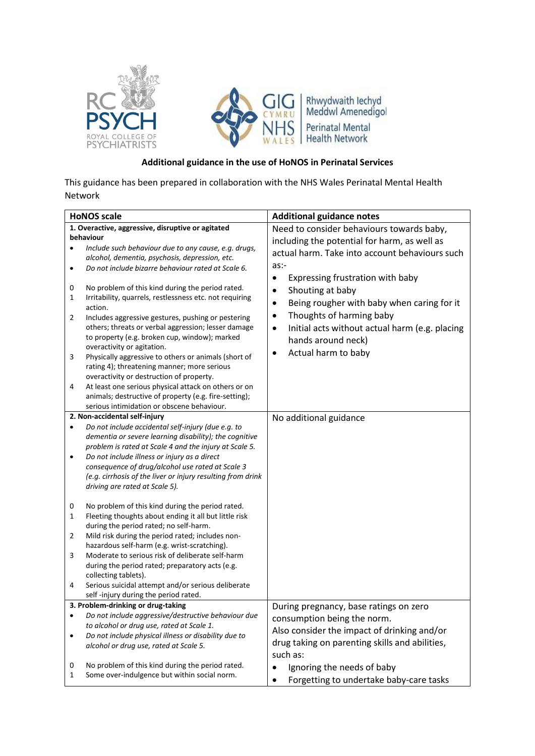**Additional guidance in the use of HoNOS in Perinatal Services**

This guidance has been prepared in collaboration with the NHS Wales Perinatal Mental Health Network

| HoNOS scale | Additional guidance notes |
|---|---|
| **1. Overactive, aggressive, disruptive or agitated behaviour**<br>• *Include such behaviour due to any cause, e.g. drugs, alcohol, dementia, psychosis, depression, etc.*<br>• *Do not include bizarre behaviour rated at Scale 6.*<br><br>0 No problem of this kind during the period rated.<br>1 Irritability, quarrels, restlessness etc. not requiring action.<br>2 Includes aggressive gestures, pushing or pestering others; threats or verbal aggression; lesser damage to property (e.g. broken cup, window); marked overactivity or agitation.<br>3 Physically aggressive to others or animals (short of rating 4); threatening manner; more serious overactivity or destruction of property.<br>4 At least one serious physical attack on others or on animals; destructive of property (e.g. fire-setting); serious intimidation or obscene behaviour. | Need to consider behaviours towards baby, including the potential for harm, as well as actual harm. Take into account behaviours such as:-<br>• Expressing frustration with baby<br>• Shouting at baby<br>• Being rougher with baby when caring for it<br>• Thoughts of harming baby<br>• Initial acts without actual harm (e.g. placing hands around neck)<br>• Actual harm to baby |
| **2. Non-accidental self-injury**<br>• *Do not include accidental self-injury (due e.g. to dementia or severe learning disability); the cognitive problem is rated at Scale 4 and the injury at Scale 5.*<br>• *Do not include illness or injury as a direct consequence of drug/alcohol use rated at Scale 3 (e.g. cirrhosis of the liver or injury resulting from drink driving are rated at Scale 5).*<br><br>0 No problem of this kind during the period rated.<br>1 Fleeting thoughts about ending it all but little risk during the period rated; no self-harm.<br>2 Mild risk during the period rated; includes non-hazardous self-harm (e.g. wrist-scratching).<br>3 Moderate to serious risk of deliberate self-harm during the period rated; preparatory acts (e.g. collecting tablets).<br>4 Serious suicidal attempt and/or serious deliberate self -injury during the period rated. | No additional guidance |
| **3. Problem-drinking or drug-taking**<br>• *Do not include aggressive/destructive behaviour due to alcohol or drug use, rated at Scale 1.*<br>• *Do not include physical illness or disability due to alcohol or drug use, rated at Scale 5.*<br><br>0 No problem of this kind during the period rated.<br>1 Some over-indulgence but within social norm. | During pregnancy, base ratings on zero consumption being the norm.<br>Also consider the impact of drinking and/or drug taking on parenting skills and abilities, such as:<br>• Ignoring the needs of baby<br>• Forgetting to undertake baby-care tasks |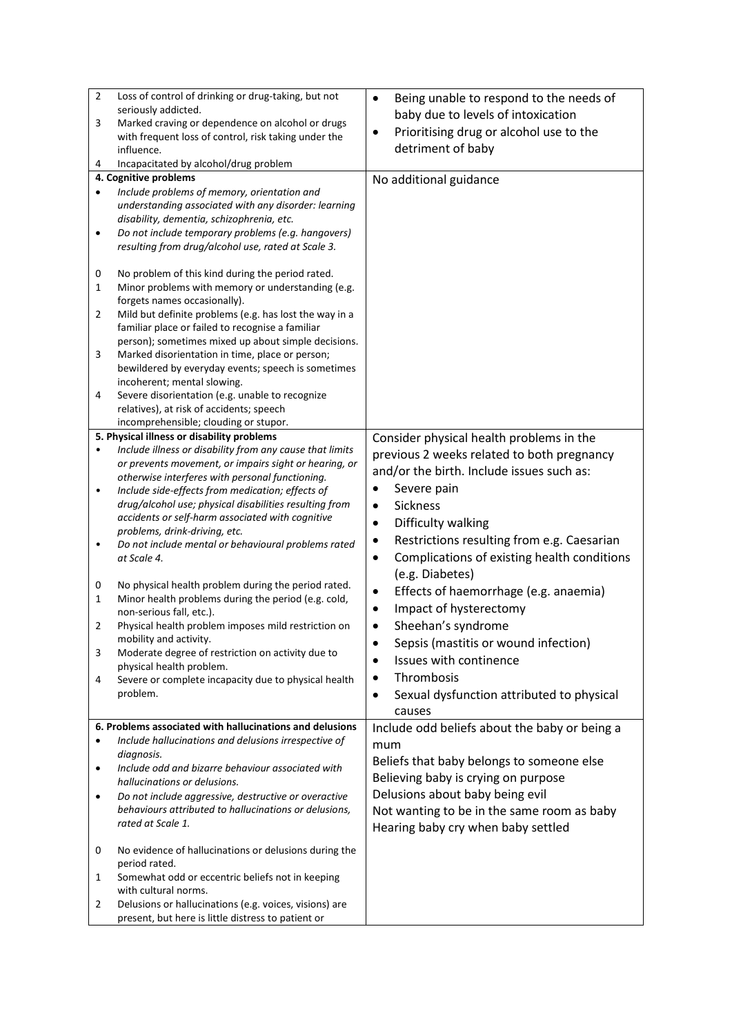| | |
|---|---|
| 2 Loss of control of drinking or drug-taking, but not seriously addicted.<br>3 Marked craving or dependence on alcohol or drugs with frequent loss of control, risk taking under the influence.<br>4 Incapacitated by alcohol/drug problem | • Being unable to respond to the needs of baby due to levels of intoxication<br>• Prioritising drug or alcohol use to the detriment of baby |
| **4. Cognitive problems**<br>• *Include problems of memory, orientation and understanding associated with any disorder: learning disability, dementia, schizophrenia, etc.*<br>• *Do not include temporary problems (e.g. hangovers) resulting from drug/alcohol use, rated at Scale 3.*<br><br>0 No problem of this kind during the period rated.<br>1 Minor problems with memory or understanding (e.g. forgets names occasionally).<br>2 Mild but definite problems (e.g. has lost the way in a familiar place or failed to recognise a familiar person); sometimes mixed up about simple decisions.<br>3 Marked disorientation in time, place or person; bewildered by everyday events; speech is sometimes incoherent; mental slowing.<br>4 Severe disorientation (e.g. unable to recognize relatives), at risk of accidents; speech incomprehensible; clouding or stupor. | No additional guidance |
| **5. Physical illness or disability problems**<br>• *Include illness or disability from any cause that limits or prevents movement, or impairs sight or hearing, or otherwise interferes with personal functioning.*<br>• *Include side-effects from medication; effects of drug/alcohol use; physical disabilities resulting from accidents or self-harm associated with cognitive problems, drink-driving, etc.*<br>• *Do not include mental or behavioural problems rated at Scale 4.*<br><br>0 No physical health problem during the period rated.<br>1 Minor health problems during the period (e.g. cold, non-serious fall, etc.).<br>2 Physical health problem imposes mild restriction on mobility and activity.<br>3 Moderate degree of restriction on activity due to physical health problem.<br>4 Severe or complete incapacity due to physical health problem. | Consider physical health problems in the previous 2 weeks related to both pregnancy and/or the birth. Include issues such as:<br>• Severe pain<br>• Sickness<br>• Difficulty walking<br>• Restrictions resulting from e.g. Caesarian<br>• Complications of existing health conditions (e.g. Diabetes)<br>• Effects of haemorrhage (e.g. anaemia)<br>• Impact of hysterectomy<br>• Sheehan's syndrome<br>• Sepsis (mastitis or wound infection)<br>• Issues with continence<br>• Thrombosis<br>• Sexual dysfunction attributed to physical causes |
| **6. Problems associated with hallucinations and delusions**<br>• *Include hallucinations and delusions irrespective of diagnosis.*<br>• *Include odd and bizarre behaviour associated with hallucinations or delusions.*<br>• *Do not include aggressive, destructive or overactive behaviours attributed to hallucinations or delusions, rated at Scale 1.*<br><br>0 No evidence of hallucinations or delusions during the period rated.<br>1 Somewhat odd or eccentric beliefs not in keeping with cultural norms.<br>2 Delusions or hallucinations (e.g. voices, visions) are present, but here is little distress to patient or | Include odd beliefs about the baby or being a mum<br>Beliefs that baby belongs to someone else<br>Believing baby is crying on purpose<br>Delusions about baby being evil<br>Not wanting to be in the same room as baby<br>Hearing baby cry when baby settled |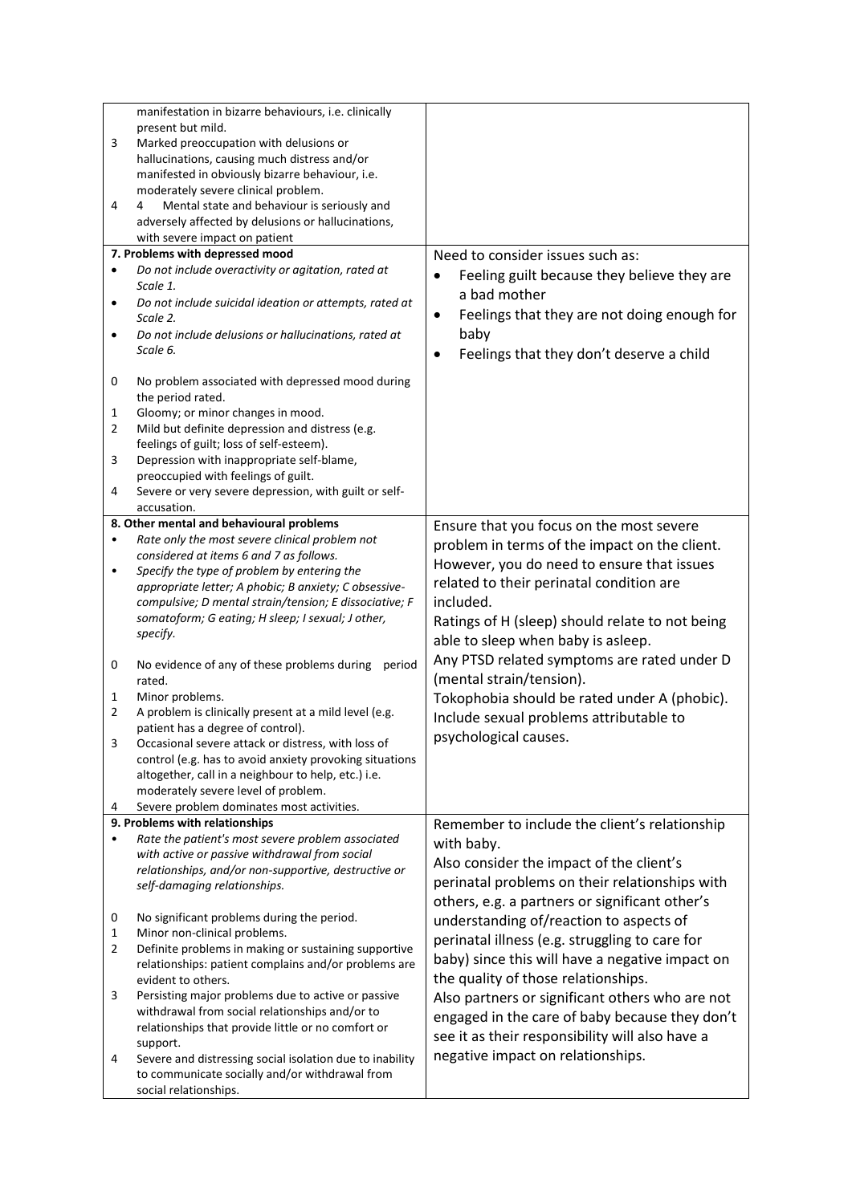| | |
|---|---|
| manifestation in bizarre behaviours, i.e. clinically present but mild.<br>3 Marked preoccupation with delusions or hallucinations, causing much distress and/or manifested in obviously bizarre behaviour, i.e. moderately severe clinical problem.<br>4 4 Mental state and behaviour is seriously and adversely affected by delusions or hallucinations, with severe impact on patient | |
| **7. Problems with depressed mood**<br>• *Do not include overactivity or agitation, rated at Scale 1.*<br>• *Do not include suicidal ideation or attempts, rated at Scale 2.*<br>• *Do not include delusions or hallucinations, rated at Scale 6.*<br><br>0 No problem associated with depressed mood during the period rated.<br>1 Gloomy; or minor changes in mood.<br>2 Mild but definite depression and distress (e.g. feelings of guilt; loss of self-esteem).<br>3 Depression with inappropriate self-blame, preoccupied with feelings of guilt.<br>4 Severe or very severe depression, with guilt or self-accusation. | Need to consider issues such as:<br>• Feeling guilt because they believe they are a bad mother<br>• Feelings that they are not doing enough for baby<br>• Feelings that they don't deserve a child |
| **8. Other mental and behavioural problems**<br>• *Rate only the most severe clinical problem not considered at items 6 and 7 as follows.*<br>• *Specify the type of problem by entering the appropriate letter; A phobic; B anxiety; C obsessive-compulsive; D mental strain/tension; E dissociative; F somatoform; G eating; H sleep; I sexual; J other, specify.*<br><br>0 No evidence of any of these problems during period rated.<br>1 Minor problems.<br>2 A problem is clinically present at a mild level (e.g. patient has a degree of control).<br>3 Occasional severe attack or distress, with loss of control (e.g. has to avoid anxiety provoking situations altogether, call in a neighbour to help, etc.) i.e. moderately severe level of problem.<br>4 Severe problem dominates most activities. | Ensure that you focus on the most severe problem in terms of the impact on the client. However, you do need to ensure that issues related to their perinatal condition are included.<br>Ratings of H (sleep) should relate to not being able to sleep when baby is asleep.<br>Any PTSD related symptoms are rated under D (mental strain/tension).<br>Tokophobia should be rated under A (phobic).<br>Include sexual problems attributable to psychological causes. |
| **9. Problems with relationships**<br>• *Rate the patient's most severe problem associated with active or passive withdrawal from social relationships, and/or non-supportive, destructive or self-damaging relationships.*<br><br>0 No significant problems during the period.<br>1 Minor non-clinical problems.<br>2 Definite problems in making or sustaining supportive relationships: patient complains and/or problems are evident to others.<br>3 Persisting major problems due to active or passive withdrawal from social relationships and/or to relationships that provide little or no comfort or support.<br>4 Severe and distressing social isolation due to inability to communicate socially and/or withdrawal from social relationships. | Remember to include the client's relationship with baby.<br>Also consider the impact of the client's perinatal problems on their relationships with others, e.g. a partners or significant other's understanding of/reaction to aspects of perinatal illness (e.g. struggling to care for baby) since this will have a negative impact on the quality of those relationships.<br>Also partners or significant others who are not engaged in the care of baby because they don't see it as their responsibility will also have a negative impact on relationships. |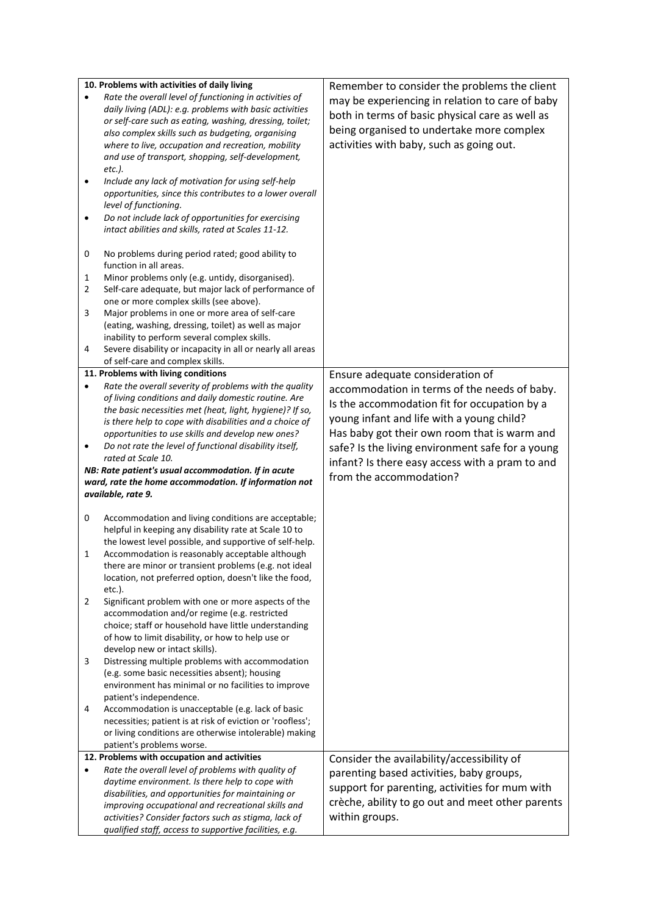| | |
|---|---|
| **10. Problems with activities of daily living**<br>• *Rate the overall level of functioning in activities of daily living (ADL): e.g. problems with basic activities or self-care such as eating, washing, dressing, toilet; also complex skills such as budgeting, organising where to live, occupation and recreation, mobility and use of transport, shopping, self-development, etc.).*<br>• *Include any lack of motivation for using self-help opportunities, since this contributes to a lower overall level of functioning.*<br>• *Do not include lack of opportunities for exercising intact abilities and skills, rated at Scales 11-12.*<br><br>0 No problems during period rated; good ability to function in all areas.<br>1 Minor problems only (e.g. untidy, disorganised).<br>2 Self-care adequate, but major lack of performance of one or more complex skills (see above).<br>3 Major problems in one or more area of self-care (eating, washing, dressing, toilet) as well as major inability to perform several complex skills.<br>4 Severe disability or incapacity in all or nearly all areas of self-care and complex skills. | Remember to consider the problems the client may be experiencing in relation to care of baby both in terms of basic physical care as well as being organised to undertake more complex activities with baby, such as going out. |
| **11. Problems with living conditions**<br>• *Rate the overall severity of problems with the quality of living conditions and daily domestic routine. Are the basic necessities met (heat, light, hygiene)? If so, is there help to cope with disabilities and a choice of opportunities to use skills and develop new ones?*<br>• *Do not rate the level of functional disability itself, rated at Scale 10.*<br>***NB: Rate patient's usual accommodation. If in acute ward, rate the home accommodation. If information not available, rate 9.***<br><br>0 Accommodation and living conditions are acceptable; helpful in keeping any disability rate at Scale 10 to the lowest level possible, and supportive of self-help.<br>1 Accommodation is reasonably acceptable although there are minor or transient problems (e.g. not ideal location, not preferred option, doesn't like the food, etc.).<br>2 Significant problem with one or more aspects of the accommodation and/or regime (e.g. restricted choice; staff or household have little understanding of how to limit disability, or how to help use or develop new or intact skills).<br>3 Distressing multiple problems with accommodation (e.g. some basic necessities absent); housing environment has minimal or no facilities to improve patient's independence.<br>4 Accommodation is unacceptable (e.g. lack of basic necessities; patient is at risk of eviction or 'roofless'; or living conditions are otherwise intolerable) making patient's problems worse. | Ensure adequate consideration of accommodation in terms of the needs of baby. Is the accommodation fit for occupation by a young infant and life with a young child? Has baby got their own room that is warm and safe? Is the living environment safe for a young infant? Is there easy access with a pram to and from the accommodation? |
| **12. Problems with occupation and activities**<br>• *Rate the overall level of problems with quality of daytime environment. Is there help to cope with disabilities, and opportunities for maintaining or improving occupational and recreational skills and activities? Consider factors such as stigma, lack of qualified staff, access to supportive facilities, e.g.* | Consider the availability/accessibility of parenting based activities, baby groups, support for parenting, activities for mum with crèche, ability to go out and meet other parents within groups. |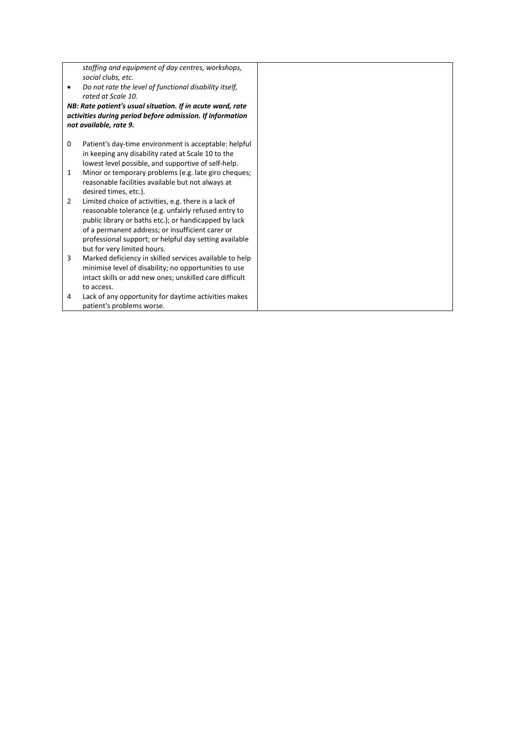| | |
|---|---|
| *staffing and equipment of day centres, workshops, social clubs, etc.*<br>• *Do not rate the level of functional disability itself, rated at Scale 10.*<br>***NB: Rate patient's usual situation. If in acute ward, rate activities during period before admission. If information not available, rate 9.***<br><br>0 Patient's day-time environment is acceptable: helpful in keeping any disability rated at Scale 10 to the lowest level possible, and supportive of self-help.<br>1 Minor or temporary problems (e.g. late giro cheques; reasonable facilities available but not always at desired times, etc.).<br>2 Limited choice of activities, e.g. there is a lack of reasonable tolerance (e.g. unfairly refused entry to public library or baths etc.); or handicapped by lack of a permanent address; or insufficient carer or professional support; or helpful day setting available but for very limited hours.<br>3 Marked deficiency in skilled services available to help minimise level of disability; no opportunities to use intact skills or add new ones; unskilled care difficult to access.<br>4 Lack of any opportunity for daytime activities makes patient's problems worse. | |